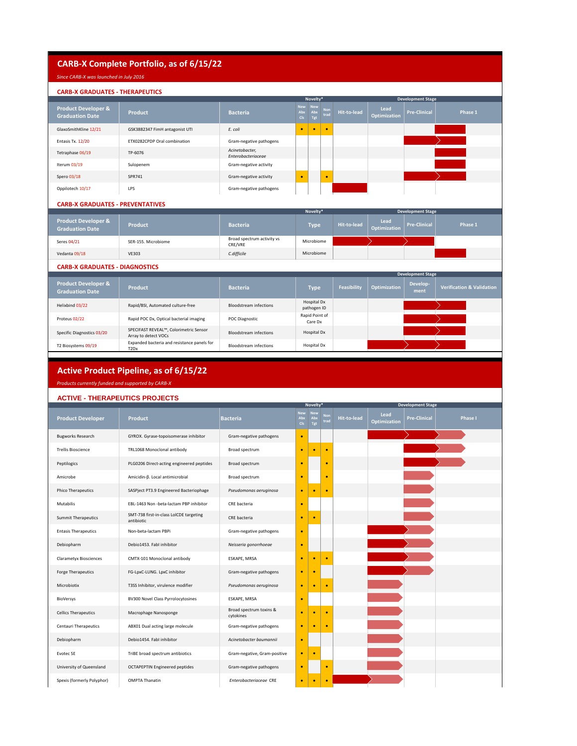# CARB-X Complete Portfolio, as of 6/15/22

*Since CARB-X was launched in July 2016*

## CARB-X GRADUATES - THERAPEUTICS

| Product Developer & Graduation Date | Product | Bacteria | Novelty* New Abx Cls | New Abx Tgt | Non trad | Development Stage Hit-to-lead | Lead Optimization | Pre-Clinical | Phase 1 |
|---|---|---|---|---|---|---|---|---|---|
| GlaxoSmithKline 12/21 | GSK3882347 FimH antagonist UTI | *E. coli* | • | • | • | | | | ■ |
| Entasis Tx. 12/20 | ETX0282CPDP Oral combination | Gram-negative pathogens | | | | | | ■ | ■ |
| Tetraphase 06/19 | TP-6076 | *Acinetobacter, Enterobacteriaceae* | | | | | | | ■ |
| Iterum 03/19 | Sulopenem | Gram-negative activity | | | | | | | ■ |
| Spero 03/18 | SPR741 | Gram-negative activity | • | | • | | | ■ | ■ |
| Oppilotech 10/17 | LPS | Gram-negative pathogens | | | | ■ | | | |

## CARB-X GRADUATES - PREVENTATIVES

| Product Developer & Graduation Date | Product | Bacteria | Type | Development Stage Hit-to-lead | Lead Optimization | Pre-Clinical | Phase 1 |
|---|---|---|---|---|---|---|---|
| Seres 04/21 | SER-155. Microbiome | Broad spectrum activity vs CRE/VRE | Microbiome | ■ | ■ | ■ | |
| Vedanta 09/18 | VE303 | *C.difficile* | Microbiome | | | | ■ |

## CARB-X GRADUATES - DIAGNOSTICS

| Product Developer & Graduation Date | Product | Bacteria | Type | Development Stage Feasibility | Optimization | Develop-ment | Verification & Validation |
|---|---|---|---|---|---|---|---|
| Helixbind 03/22 | Rapid/BSI, Automated culture-free | Bloodstream infections | Hospital Dx pathogen ID | | | ■ | ■ |
| Proteus 02/22 | Rapid POC Dx, Optical bacterial imaging | POC Diagnostic | Rapid Point of Care Dx | | | ■ | ■ |
| Specific Diagnostics 03/20 | SPECIFAST REVEAL™, Colorimetric Sensor Array to detect VOCs | Bloodstream infections | Hospital Dx | | | ■ | ■ |
| T2 Biosystems 09/19 | Expanded bacteria and resistance panels for T2Dx | Bloodstream infections | Hospital Dx | | ■ | ■ | ■ |

# Active Product Pipeline, as of 6/15/22

*Products currently funded and supported by CARB-X*

## ACTIVE - THERAPEUTICS PROJECTS

| Product Developer | Product | Bacteria | Novelty* New Abx Cls | New Abx Tgt | Non trad | Development Stage Hit-to-lead | Lead Optimization | Pre-Clinical | Phase I |
|---|---|---|---|---|---|---|---|---|---|
| Bugworks Research | GYROX. Gyrase-topoisomerase inhibitor | Gram-negative pathogens | • | | | | ■ | ■ | ■ |
| Trellis Bioscience | TRL1068 Monoclonal antibody | Broad spectrum | • | • | • | | | ■ | ■ |
| Peptilogics | PLG0206 Direct-acting engineered peptides | Broad spectrum | • | | • | | | ■ | ■ |
| Amicrobe | Amicidin-β. Local antimicrobial | Broad spectrum | • | | • | | | ■ | |
| Phico Therapeutics | SASPject PT3.9 Engineered Bacteriophage | *Pseudomonas aeruginosa* | • | • | • | | | ■ | |
| Mutabilis | EBL-1463 Non -beta-lactam PBP inhibitor | CRE bacteria | • | | | | | ■ | |
| Summit Therapeutics | SMT-738 first-in-class LolCDE targeting antibiotic | CRE bacteria | • | • | | | | ■ | |
| Entasis Therapeutics | Non-beta-lactam PBPi | Gram-negative pathogens | • | | | | ■ | ■ | |
| Debiopharm | Debio1453. FabI inhibitor | *Neisseria gonorrhoeae* | • | | | | ■ | ■ | |
| Clarametyx Biosciences | CMTX-101 Monoclonal antibody | ESKAPE, MRSA | • | • | • | | ■ | ■ | |
| Forge Therapeutics | FG-LpxC-LUNG. LpxC inhibitor | Gram-negative pathogens | • | • | | | ■ | ■ | |
| Microbiotix | T3SS Inhibitor, virulence modifier | *Pseudomonas aeruginosa* | • | • | • | | ■ | | |
| BioVersys | BV300 Novel Class Pyrrolocytosines | ESKAPE, MRSA | • | | | | ■ | | |
| Cellics Therapeutics | Macrophage Nanosponge | Broad spectrum toxins & cytokines | • | • | • | | ■ | | |
| Centauri Therapeutics | ABX01 Dual acting large molecule | Gram-negative pathogens | • | • | • | | ■ | | |
| Debiopharm | Debio1454. FabI inhibitor | *Acinetobacter baumannii* | • | | | | ■ | | |
| Evotec SE | TriBE broad spectrum antibiotics | Gram-negative, Gram-positive | • | • | | | ■ | | |
| University of Queensland | OCTAPEPTIN Engineered peptides | Gram-negative pathogens | • | | • | | ■ | | |
| Spexis (formerly Polyphor) | OMPTA Thanatin | *Enterobacteriaceae* CRE | • | • | • | ■ | ■ | | |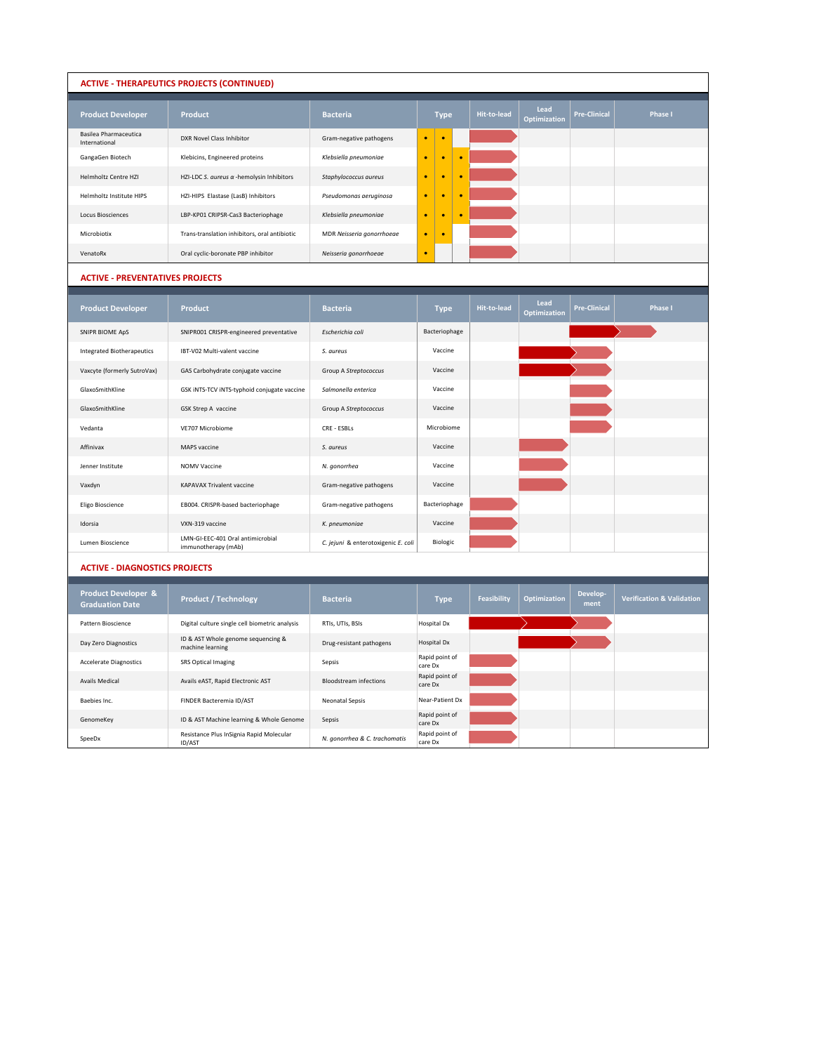## ACTIVE - THERAPEUTICS PROJECTS (CONTINUED)

| Product Developer | Product | Bacteria | Type | | | Hit-to-lead | Lead Optimization | Pre-Clinical | Phase I |
|---|---|---|---|---|---|---|---|---|---|
| Basilea Pharmaceutica International | DXR Novel Class Inhibitor | Gram-negative pathogens | • | • | | ▶ | | | |
| GangaGen Biotech | Klebicins, Engineered proteins | *Klebsiella pneumoniae* | • | • | • | ▶ | | | |
| Helmholtz Centre HZI | HZI-LDC *S. aureus* α -hemolysin Inhibitors | *Staphylococcus aureus* | • | • | • | ▶ | | | |
| Helmholtz Institute HIPS | HZI-HIPS Elastase (LasB) Inhibitors | *Pseudomonas aeruginosa* | • | • | • | ▶ | | | |
| Locus Biosciences | LBP-KP01 CRIPSR-Cas3 Bacteriophage | *Klebsiella pneumoniae* | • | • | • | ▶ | | | |
| Microbiotix | Trans-translation inhibitors, oral antibiotic | MDR *Neisseria gonorrhoeae* | • | • | | ▶ | | | |
| VenatoRx | Oral cyclic-boronate PBP inhibitor | *Neisseria gonorrhoeae* | • | | | ▶ | | | |

## ACTIVE - PREVENTATIVES PROJECTS

| Product Developer | Product | Bacteria | Type | Hit-to-lead | Lead Optimization | Pre-Clinical | Phase I |
|---|---|---|---|---|---|---|---|
| SNIPR BIOME ApS | SNIPR001 CRISPR-engineered preventative | *Escherichia coli* | Bacteriophage | | | ▶ | ▶ |
| Integrated Biotherapeutics | IBT-V02 Multi-valent vaccine | *S. aureus* | Vaccine | | ▶ | ▶ | |
| Vaxcyte (formerly SutroVax) | GAS Carbohydrate conjugate vaccine | Group A *Streptococcus* | Vaccine | | ▶ | ▶ | |
| GlaxoSmithKline | GSK iNTS-TCV iNTS-typhoid conjugate vaccine | *Salmonella enterica* | Vaccine | | | ▶ | |
| GlaxoSmithKline | GSK Strep A vaccine | Group A *Streptococcus* | Vaccine | | | ▶ | |
| Vedanta | VE707 Microbiome | CRE - ESBLs | Microbiome | | | ▶ | |
| Affinivax | MAPS vaccine | *S. aureus* | Vaccine | | ▶ | | |
| Jenner Institute | NOMV Vaccine | *N. gonorrhea* | Vaccine | | ▶ | | |
| Vaxdyn | KAPAVAX Trivalent vaccine | Gram-negative pathogens | Vaccine | | ▶ | | |
| Eligo Bioscience | EB004. CRISPR-based bacteriophage | Gram-negative pathogens | Bacteriophage | ▶ | | | |
| Idorsia | VXN-319 vaccine | *K. pneumoniae* | Vaccine | ▶ | | | |
| Lumen Bioscience | LMN-GI-EEC-401 Oral antimicrobial immunotherapy (mAb) | *C. jejuni* & enterotoxigenic *E. coli* | Biologic | ▶ | | | |

## ACTIVE - DIAGNOSTICS PROJECTS

| Product Developer & Graduation Date | Product / Technology | Bacteria | Type | Feasibility | Optimization | Develop-ment | Verification & Validation |
|---|---|---|---|---|---|---|---|
| Pattern Bioscience | Digital culture single cell biometric analysis | RTIs, UTIs, BSIs | Hospital Dx | ▶ | ▶ | ▶ | |
| Day Zero Diagnostics | ID & AST Whole genome sequencing & machine learning | Drug-resistant pathogens | Hospital Dx | | ▶ | ▶ | |
| Accelerate Diagnostics | SRS Optical Imaging | Sepsis | Rapid point of care Dx | ▶ | | | |
| Avails Medical | Avails eAST, Rapid Electronic AST | Bloodstream infections | Rapid point of care Dx | ▶ | | | |
| Baebies Inc. | FINDER Bacteremia ID/AST | Neonatal Sepsis | Near-Patient Dx | ▶ | | | |
| GenomeKey | ID & AST Machine learning & Whole Genome | Sepsis | Rapid point of care Dx | ▶ | | | |
| SpeeDx | Resistance Plus InSignia Rapid Molecular ID/AST | *N. gonorrhea* & *C. trachomatis* | Rapid point of care Dx | ▶ | | | |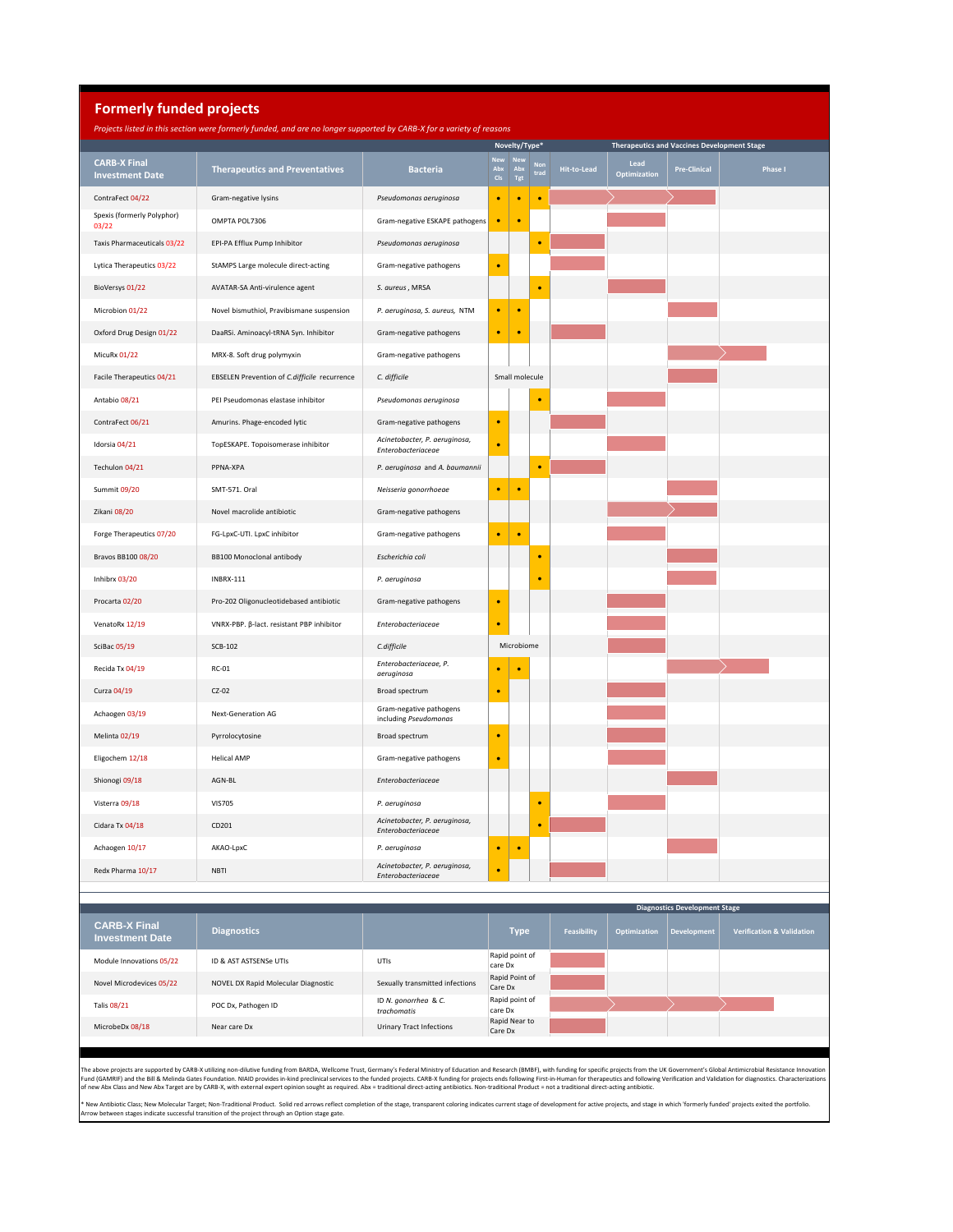# Formerly funded projects

*Projects listed in this section were formerly funded, and are no longer supported by CARB-X for a variety of reasons*

| CARB-X Final Investment Date | Therapeutics and Preventatives | Bacteria | Novelty/Type* New Abx Cls | New Abx Tgt | Non trad | Therapeutics and Vaccines Development Stage: Hit-to-Lead | Lead Optimization | Pre-Clinical | Phase I |
|---|---|---|---|---|---|---|---|---|---|
| ContraFect 04/22 | Gram-negative lysins | *Pseudomonas aeruginosa* | • | • | • | | | | |
| Spexis (formerly Polyphor) 03/22 | OMPTA POL7306 | Gram-negative ESKAPE pathogens | • | • | | | | | |
| Taxis Pharmaceuticals 03/22 | EPI-PA Efflux Pump Inhibitor | *Pseudomonas aeruginosa* | | | • | | | | |
| Lytica Therapeutics 03/22 | StAMPS Large molecule direct-acting | Gram-negative pathogens | • | | | | | | |
| BioVersys 01/22 | AVATAR-SA Anti-virulence agent | *S. aureus*, MRSA | | | • | | | | |
| Microbion 01/22 | Novel bismuthiol, Pravibismane suspension | *P. aeruginosa, S. aureus,* NTM | • | • | | | | | |
| Oxford Drug Design 01/22 | DaaRSi. Aminoacyl-tRNA Syn. Inhibitor | Gram-negative pathogens | • | • | | | | | |
| MicuRx 01/22 | MRX-8. Soft drug polymyxin | Gram-negative pathogens | | | | | | | |
| Facile Therapeutics 04/21 | EBSELEN Prevention of *C.difficile* recurrence | *C. difficile* | Small molecule | | | | | | |
| Antabio 08/21 | PEI Pseudomonas elastase inhibitor | *Pseudomonas aeruginosa* | | | • | | | | |
| ContraFect 06/21 | Amurins. Phage-encoded lytic | Gram-negative pathogens | • | | | | | | |
| Idorsia 04/21 | TopESKAPE. Topoisomerase inhibitor | *Acinetobacter, P. aeruginosa, Enterobacteriaceae* | • | | | | | | |
| Techulon 04/21 | PPNA-XPA | *P. aeruginosa* and *A. baumannii* | | | • | | | | |
| Summit 09/20 | SMT-571. Oral | *Neisseria gonorrhoeae* | • | • | | | | | |
| Zikani 08/20 | Novel macrolide antibiotic | Gram-negative pathogens | | | | | | | |
| Forge Therapeutics 07/20 | FG-LpxC-UTI. LpxC inhibitor | Gram-negative pathogens | • | • | | | | | |
| Bravos BB100 08/20 | BB100 Monoclonal antibody | *Escherichia coli* | | | • | | | | |
| Inhibrx 03/20 | INBRX-111 | *P. aeruginosa* | | | • | | | | |
| Procarta 02/20 | Pro-202 Oligonucleotidebased antibiotic | Gram-negative pathogens | • | | | | | | |
| VenatoRx 12/19 | VNRX-PBP. β-lact. resistant PBP inhibitor | *Enterobacteriaceae* | • | | | | | | |
| SciBac 05/19 | SCB-102 | *C.difficile* | Microbiome | | | | | | |
| Recida Tx 04/19 | RC-01 | *Enterobacteriaceae, P. aeruginosa* | • | • | | | | | |
| Curza 04/19 | CZ-02 | Broad spectrum | • | | | | | | |
| Achaogen 03/19 | Next-Generation AG | Gram-negative pathogens including *Pseudomonas* | | | | | | | |
| Melinta 02/19 | Pyrrolocytosine | Broad spectrum | • | | | | | | |
| Eligochem 12/18 | Helical AMP | Gram-negative pathogens | • | | | | | | |
| Shionogi 09/18 | AGN-BL | *Enterobacteriaceae* | | | | | | | |
| Visterra 09/18 | VIS705 | *P. aeruginosa* | | | • | | | | |
| Cidara Tx 04/18 | CD201 | *Acinetobacter, P. aeruginosa, Enterobacteriaceae* | | | • | | | | |
| Achaogen 10/17 | AKAO-LpxC | *P. aeruginosa* | • | • | | | | | |
| Redx Pharma 10/17 | NBTI | *Acinetobacter, P. aeruginosa, Enterobacteriaceae* | • | | | | | | |

| CARB-X Final Investment Date | Diagnostics | | Type | Diagnostics Development Stage: Feasibility | Optimization | Development | Verification & Validation |
|---|---|---|---|---|---|---|---|
| Module Innovations 05/22 | ID & AST ASTSENSe UTIs | UTIs | Rapid point of care Dx | | | | |
| Novel Microdevices 05/22 | NOVEL DX Rapid Molecular Diagnostic | Sexually transmitted infections | Rapid Point of Care Dx | | | | |
| Talis 08/21 | POC Dx, Pathogen ID | ID *N. gonorrhea* & *C. trachomatis* | Rapid point of care Dx | | | | |
| MicrobeDx 08/18 | Near care Dx | Urinary Tract Infections | Rapid Near to Care Dx | | | | |

The above projects are supported by CARB-X utilizing non-dilutive funding from BARDA, Wellcome Trust, Germany's Federal Ministry of Education and Research (BMBF), with funding for specific projects from the UK Government's Global Antimicrobial Resistance Innovation Fund (GAMRIF) and the Bill & Melinda Gates Foundation. NIAID provides in-kind preclinical services to the funded projects. CARB-X funding for projects ends following First-in-Human for therapeutics and following Verification and Validation for diagnostics. Characterizations of new Abx Class and New Abx Target are by CARB-X, with external expert opinion sought as required. Abx = traditional direct-acting antibiotics. Non-traditional Product = not a traditional direct-acting antibiotic.

\* New Antibiotic Class; New Molecular Target; Non-Traditional Product. Solid red arrows reflect completion of the stage, transparent coloring indicates current stage of development for active projects, and stage in which 'formerly funded' projects exited the portfolio. Arrow between stages indicate successful transition of the project through an Option stage gate.